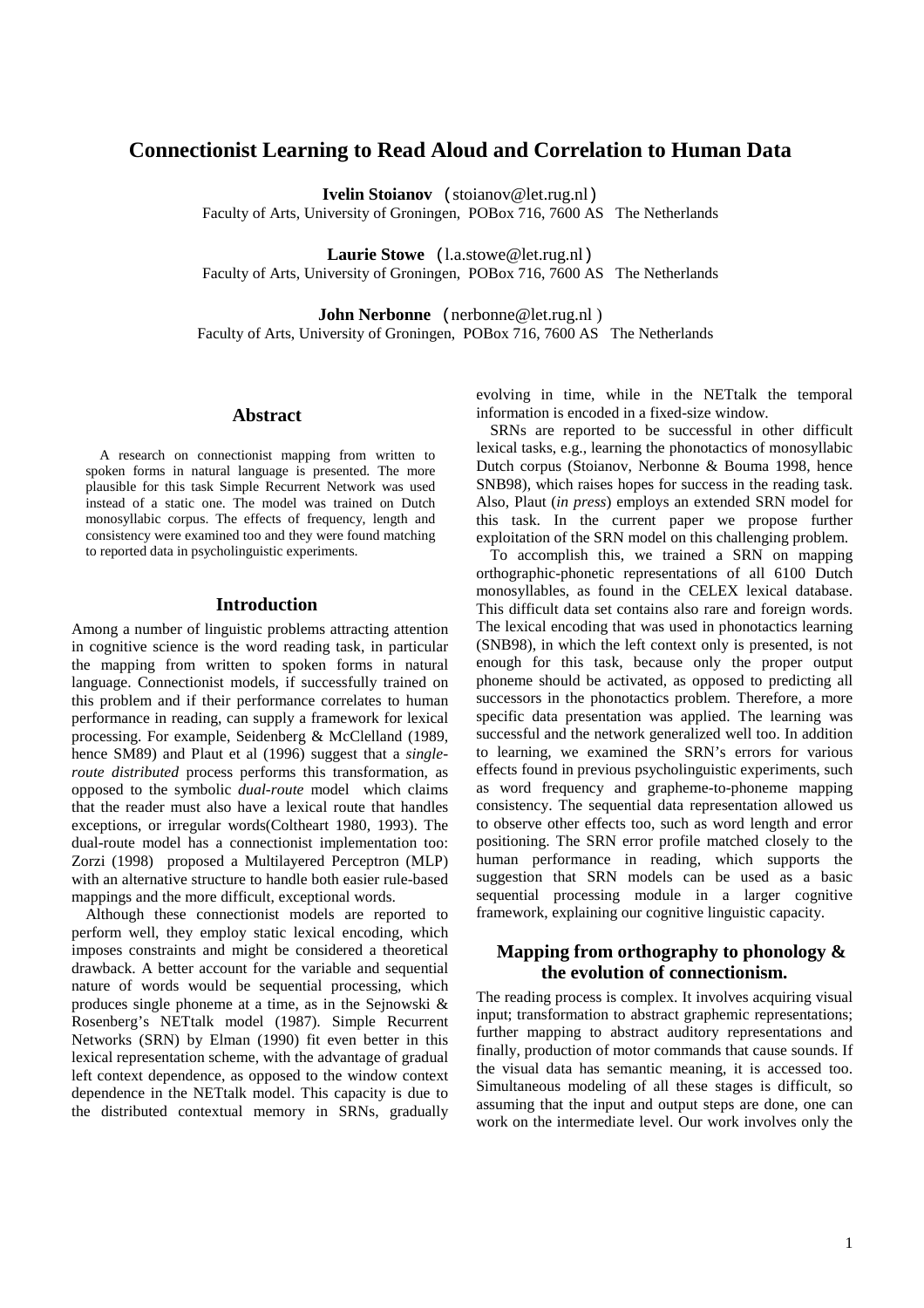# Connectionist Learning to Read Aloud and Correlation to Human Data

**Ivelin Stoianov** (stoianov@let.rug.nl)
Faculty of Arts, University of Groningen, POBox 716, 7600 AS The Netherlands

**Laurie Stowe** (l.a.stowe@let.rug.nl)
Faculty of Arts, University of Groningen, POBox 716, 7600 AS The Netherlands

**John Nerbonne** (nerbonne@let.rug.nl )
Faculty of Arts, University of Groningen, POBox 716, 7600 AS The Netherlands

## Abstract

A research on connectionist mapping from written to spoken forms in natural language is presented. The more plausible for this task Simple Recurrent Network was used instead of a static one. The model was trained on Dutch monosyllabic corpus. The effects of frequency, length and consistency were examined too and they were found matching to reported data in psycholinguistic experiments.

## Introduction

Among a number of linguistic problems attracting attention in cognitive science is the word reading task, in particular the mapping from written to spoken forms in natural language. Connectionist models, if successfully trained on this problem and if their performance correlates to human performance in reading, can supply a framework for lexical processing. For example, Seidenberg & McClelland (1989, hence SM89) and Plaut et al (1996) suggest that a *single-route distributed* process performs this transformation, as opposed to the symbolic *dual-route* model which claims that the reader must also have a lexical route that handles exceptions, or irregular words(Coltheart 1980, 1993). The dual-route model has a connectionist implementation too: Zorzi (1998) proposed a Multilayered Perceptron (MLP) with an alternative structure to handle both easier rule-based mappings and the more difficult, exceptional words.

Although these connectionist models are reported to perform well, they employ static lexical encoding, which imposes constraints and might be considered a theoretical drawback. A better account for the variable and sequential nature of words would be sequential processing, which produces single phoneme at a time, as in the Sejnowski & Rosenberg's NETtalk model (1987). Simple Recurrent Networks (SRN) by Elman (1990) fit even better in this lexical representation scheme, with the advantage of gradual left context dependence, as opposed to the window context dependence in the NETtalk model. This capacity is due to the distributed contextual memory in SRNs, gradually evolving in time, while in the NETtalk the temporal information is encoded in a fixed-size window.

SRNs are reported to be successful in other difficult lexical tasks, e.g., learning the phonotactics of monosyllabic Dutch corpus (Stoianov, Nerbonne & Bouma 1998, hence SNB98), which raises hopes for success in the reading task. Also, Plaut (*in press*) employs an extended SRN model for this task. In the current paper we propose further exploitation of the SRN model on this challenging problem.

To accomplish this, we trained a SRN on mapping orthographic-phonetic representations of all 6100 Dutch monosyllables, as found in the CELEX lexical database. This difficult data set contains also rare and foreign words. The lexical encoding that was used in phonotactics learning (SNB98), in which the left context only is presented, is not enough for this task, because only the proper output phoneme should be activated, as opposed to predicting all successors in the phonotactics problem. Therefore, a more specific data presentation was applied. The learning was successful and the network generalized well too. In addition to learning, we examined the SRN's errors for various effects found in previous psycholinguistic experiments, such as word frequency and grapheme-to-phoneme mapping consistency. The sequential data representation allowed us to observe other effects too, such as word length and error positioning. The SRN error profile matched closely to the human performance in reading, which supports the suggestion that SRN models can be used as a basic sequential processing module in a larger cognitive framework, explaining our cognitive linguistic capacity.

## Mapping from orthography to phonology & the evolution of connectionism.

The reading process is complex. It involves acquiring visual input; transformation to abstract graphemic representations; further mapping to abstract auditory representations and finally, production of motor commands that cause sounds. If the visual data has semantic meaning, it is accessed too. Simultaneous modeling of all these stages is difficult, so assuming that the input and output steps are done, one can work on the intermediate level. Our work involves only the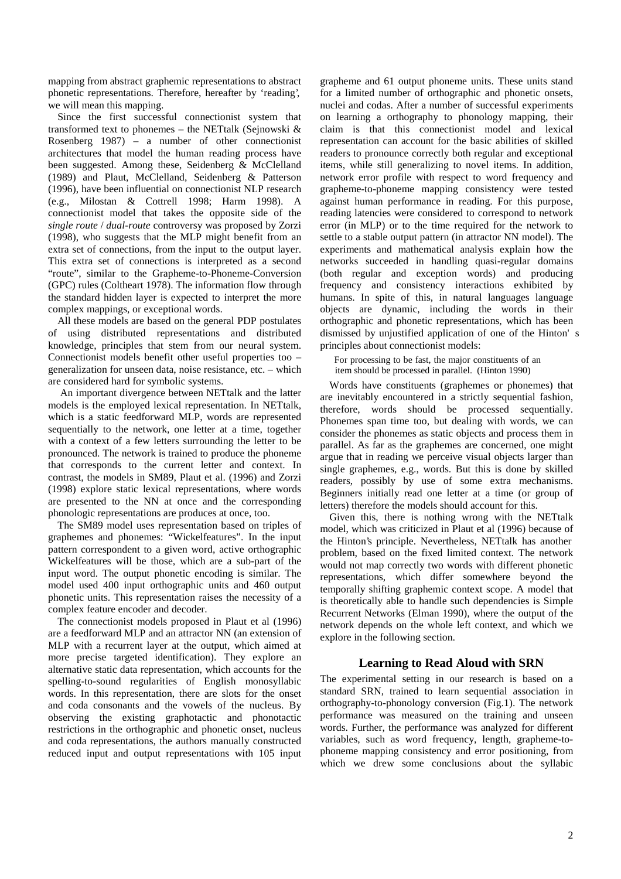mapping from abstract graphemic representations to abstract phonetic representations. Therefore, hereafter by 'reading', we will mean this mapping.

Since the first successful connectionist system that transformed text to phonemes – the NETtalk (Sejnowski & Rosenberg 1987) – a number of other connectionist architectures that model the human reading process have been suggested. Among these, Seidenberg & McClelland (1989) and Plaut, McClelland, Seidenberg & Patterson (1996), have been influential on connectionist NLP research (e.g., Milostan & Cottrell 1998; Harm 1998). A connectionist model that takes the opposite side of the *single route* / *dual-route* controversy was proposed by Zorzi (1998), who suggests that the MLP might benefit from an extra set of connections, from the input to the output layer. This extra set of connections is interpreted as a second "route", similar to the Grapheme-to-Phoneme-Conversion (GPC) rules (Coltheart 1978). The information flow through the standard hidden layer is expected to interpret the more complex mappings, or exceptional words.

All these models are based on the general PDP postulates of using distributed representations and distributed knowledge, principles that stem from our neural system. Connectionist models benefit other useful properties too – generalization for unseen data, noise resistance, etc. – which are considered hard for symbolic systems.

An important divergence between NETtalk and the latter models is the employed lexical representation. In NETtalk, which is a static feedforward MLP, words are represented sequentially to the network, one letter at a time, together with a context of a few letters surrounding the letter to be pronounced. The network is trained to produce the phoneme that corresponds to the current letter and context. In contrast, the models in SM89, Plaut et al. (1996) and Zorzi (1998) explore static lexical representations, where words are presented to the NN at once and the corresponding phonologic representations are produces at once, too.

The SM89 model uses representation based on triples of graphemes and phonemes: "Wickelfeatures". In the input pattern correspondent to a given word, active orthographic Wickelfeatures will be those, which are a sub-part of the input word. The output phonetic encoding is similar. The model used 400 input orthographic units and 460 output phonetic units. This representation raises the necessity of a complex feature encoder and decoder.

The connectionist models proposed in Plaut et al (1996) are a feedforward MLP and an attractor NN (an extension of MLP with a recurrent layer at the output, which aimed at more precise targeted identification). They explore an alternative static data representation, which accounts for the spelling-to-sound regularities of English monosyllabic words. In this representation, there are slots for the onset and coda consonants and the vowels of the nucleus. By observing the existing graphotactic and phonotactic restrictions in the orthographic and phonetic onset, nucleus and coda representations, the authors manually constructed reduced input and output representations with 105 input grapheme and 61 output phoneme units. These units stand for a limited number of orthographic and phonetic onsets, nuclei and codas. After a number of successful experiments on learning a orthography to phonology mapping, their claim is that this connectionist model and lexical representation can account for the basic abilities of skilled readers to pronounce correctly both regular and exceptional items, while still generalizing to novel items. In addition, network error profile with respect to word frequency and grapheme-to-phoneme mapping consistency were tested against human performance in reading. For this purpose, reading latencies were considered to correspond to network error (in MLP) or to the time required for the network to settle to a stable output pattern (in attractor NN model). The experiments and mathematical analysis explain how the networks succeeded in handling quasi-regular domains (both regular and exception words) and producing frequency and consistency interactions exhibited by humans. In spite of this, in natural languages language objects are dynamic, including the words in their orthographic and phonetic representations, which has been dismissed by unjustified application of one of the Hinton's principles about connectionist models:

> For processing to be fast, the major constituents of an item should be processed in parallel. (Hinton 1990)

Words have constituents (graphemes or phonemes) that are inevitably encountered in a strictly sequential fashion, therefore, words should be processed sequentially. Phonemes span time too, but dealing with words, we can consider the phonemes as static objects and process them in parallel. As far as the graphemes are concerned, one might argue that in reading we perceive visual objects larger than single graphemes, e.g., words. But this is done by skilled readers, possibly by use of some extra mechanisms. Beginners initially read one letter at a time (or group of letters) therefore the models should account for this.

Given this, there is nothing wrong with the NETtalk model, which was criticized in Plaut et al (1996) because of the Hinton's principle. Nevertheless, NETtalk has another problem, based on the fixed limited context. The network would not map correctly two words with different phonetic representations, which differ somewhere beyond the temporally shifting graphemic context scope. A model that is theoretically able to handle such dependencies is Simple Recurrent Networks (Elman 1990), where the output of the network depends on the whole left context, and which we explore in the following section.

## Learning to Read Aloud with SRN

The experimental setting in our research is based on a standard SRN, trained to learn sequential association in orthography-to-phonology conversion (Fig.1). The network performance was measured on the training and unseen words. Further, the performance was analyzed for different variables, such as word frequency, length, grapheme-to-phoneme mapping consistency and error positioning, from which we drew some conclusions about the syllabic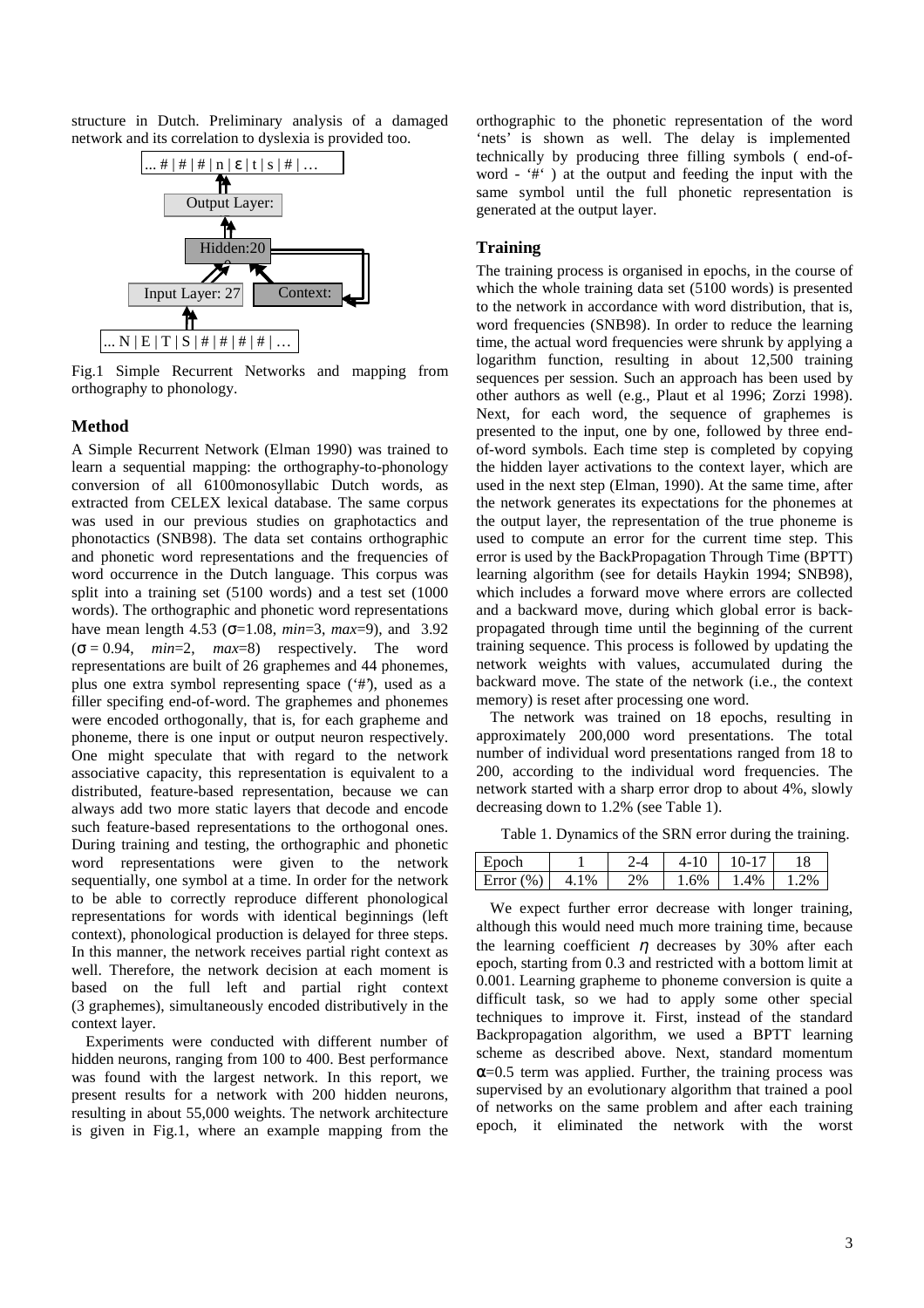structure in Dutch. Preliminary analysis of a damaged network and its correlation to dyslexia is provided too.

Fig.1 Simple Recurrent Networks and mapping from orthography to phonology.

## Method

A Simple Recurrent Network (Elman 1990) was trained to learn a sequential mapping: the orthography-to-phonology conversion of all 6100monosyllabic Dutch words, as extracted from CELEX lexical database. The same corpus was used in our previous studies on graphotactics and phonotactics (SNB98). The data set contains orthographic and phonetic word representations and the frequencies of word occurrence in the Dutch language. This corpus was split into a training set (5100 words) and a test set (1000 words). The orthographic and phonetic word representations have mean length 4.53 ($\sigma$=1.08, *min*=3, *max*=9), and 3.92 ($\sigma$ = 0.94, *min*=2, *max*=8) respectively. The word representations are built of 26 graphemes and 44 phonemes, plus one extra symbol representing space ('#'), used as a filler specifying end-of-word. The graphemes and phonemes were encoded orthogonally, that is, for each grapheme and phoneme, there is one input or output neuron respectively. One might speculate that with regard to the network associative capacity, this representation is equivalent to a distributed, feature-based representation, because we can always add two more static layers that decode and encode such feature-based representations to the orthogonal ones. During training and testing, the orthographic and phonetic word representations were given to the network sequentially, one symbol at a time. In order for the network to be able to correctly reproduce different phonological representations for words with identical beginnings (left context), phonological production is delayed for three steps. In this manner, the network receives partial right context as well. Therefore, the network decision at each moment is based on the full left and partial right context (3 graphemes), simultaneously encoded distributively in the context layer.

Experiments were conducted with different number of hidden neurons, ranging from 100 to 400. Best performance was found with the largest network. In this report, we present results for a network with 200 hidden neurons, resulting in about 55,000 weights. The network architecture is given in Fig.1, where an example mapping from the orthographic to the phonetic representation of the word 'nets' is shown as well. The delay is implemented technically by producing three filling symbols ( end-of-word - '#' ) at the output and feeding the input with the same symbol until the full phonetic representation is generated at the output layer.

## Training

The training process is organised in epochs, in the course of which the whole training data set (5100 words) is presented to the network in accordance with word distribution, that is, word frequencies (SNB98). In order to reduce the learning time, the actual word frequencies were shrunk by applying a logarithm function, resulting in about 12,500 training sequences per session. Such an approach has been used by other authors as well (e.g., Plaut et al 1996; Zorzi 1998). Next, for each word, the sequence of graphemes is presented to the input, one by one, followed by three end-of-word symbols. Each time step is completed by copying the hidden layer activations to the context layer, which are used in the next step (Elman, 1990). At the same time, after the network generates its expectations for the phonemes at the output layer, the representation of the true phoneme is used to compute an error for the current time step. This error is used by the BackPropagation Through Time (BPTT) learning algorithm (see for details Haykin 1994; SNB98), which includes a forward move where errors are collected and a backward move, during which global error is back-propagated through time until the beginning of the current training sequence. This process is followed by updating the network weights with values, accumulated during the backward move. The state of the network (i.e., the context memory) is reset after processing one word.

The network was trained on 18 epochs, resulting in approximately 200,000 word presentations. The total number of individual word presentations ranged from 18 to 200, according to the individual word frequencies. The network started with a sharp error drop to about 4%, slowly decreasing down to 1.2% (see Table 1).

Table 1. Dynamics of the SRN error during the training.

| Epoch | 1 | 2-4 | 4-10 | 10-17 | 18 |
|---|---|---|---|---|---|
| Error (%) | 4.1% | 2% | 1.6% | 1.4% | 1.2% |

We expect further error decrease with longer training, although this would need much more training time, because the learning coefficient $\eta$ decreases by 30% after each epoch, starting from 0.3 and restricted with a bottom limit at 0.001. Learning grapheme to phoneme conversion is quite a difficult task, so we had to apply some other special techniques to improve it. First, instead of the standard Backpropagation algorithm, we used a BPTT learning scheme as described above. Next, standard momentum $\alpha$=0.5 term was applied. Further, the training process was supervised by an evolutionary algorithm that trained a pool of networks on the same problem and after each training epoch, it eliminated the network with the worst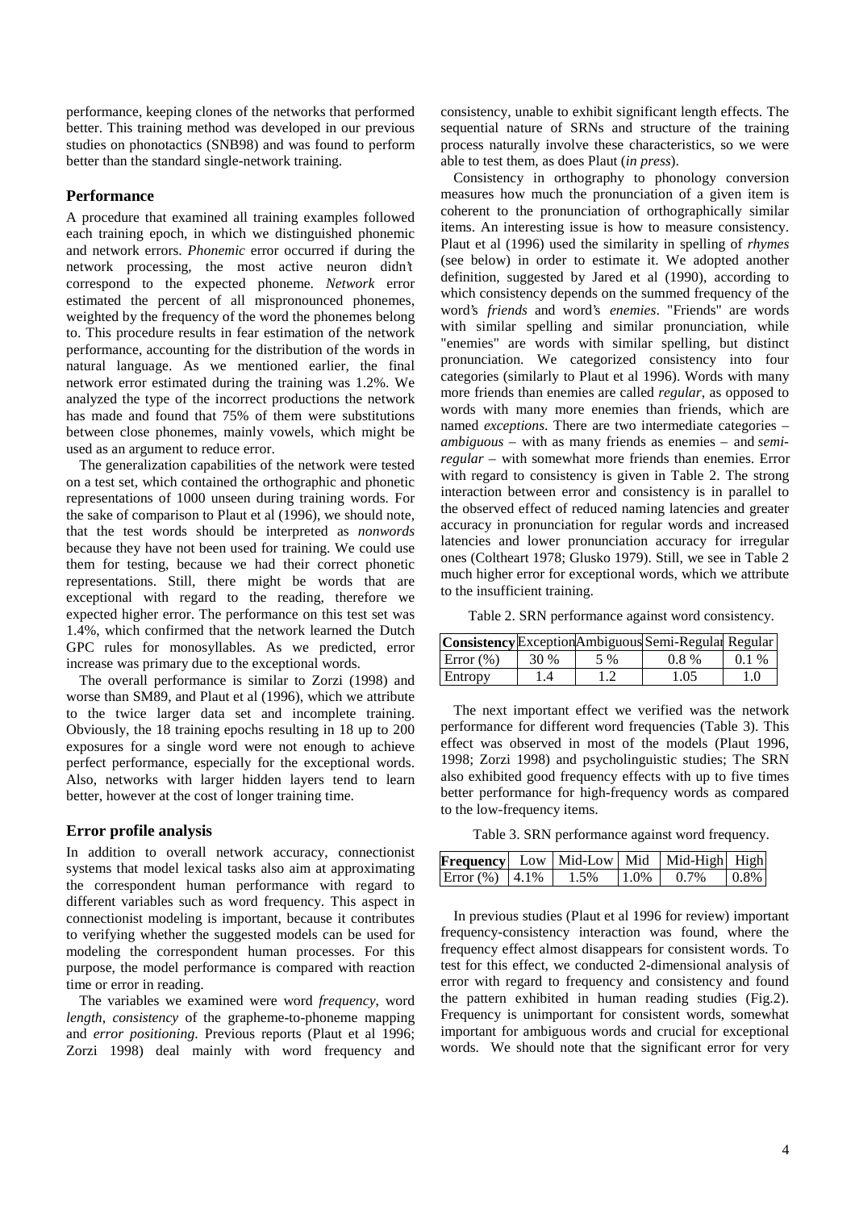performance, keeping clones of the networks that performed better. This training method was developed in our previous studies on phonotactics (SNB98) and was found to perform better than the standard single-network training.

### Performance

A procedure that examined all training examples followed each training epoch, in which we distinguished phonemic and network errors. *Phonemic* error occurred if during the network processing, the most active neuron didn't correspond to the expected phoneme. *Network* error estimated the percent of all mispronounced phonemes, weighted by the frequency of the word the phonemes belong to. This procedure results in fear estimation of the network performance, accounting for the distribution of the words in natural language. As we mentioned earlier, the final network error estimated during the training was 1.2%. We analyzed the type of the incorrect productions the network has made and found that 75% of them were substitutions between close phonemes, mainly vowels, which might be used as an argument to reduce error.

The generalization capabilities of the network were tested on a test set, which contained the orthographic and phonetic representations of 1000 unseen during training words. For the sake of comparison to Plaut et al (1996), we should note, that the test words should be interpreted as *nonwords* because they have not been used for training. We could use them for testing, because we had their correct phonetic representations. Still, there might be words that are exceptional with regard to the reading, therefore we expected higher error. The performance on this test set was 1.4%, which confirmed that the network learned the Dutch GPC rules for monosyllables. As we predicted, error increase was primary due to the exceptional words.

The overall performance is similar to Zorzi (1998) and worse than SM89, and Plaut et al (1996), which we attribute to the twice larger data set and incomplete training. Obviously, the 18 training epochs resulting in 18 up to 200 exposures for a single word were not enough to achieve perfect performance, especially for the exceptional words. Also, networks with larger hidden layers tend to learn better, however at the cost of longer training time.

### Error profile analysis

In addition to overall network accuracy, connectionist systems that model lexical tasks also aim at approximating the correspondent human performance with regard to different variables such as word frequency. This aspect in connectionist modeling is important, because it contributes to verifying whether the suggested models can be used for modeling the correspondent human processes. For this purpose, the model performance is compared with reaction time or error in reading.

The variables we examined were word *frequency*, word *length*, *consistency* of the grapheme-to-phoneme mapping and *error positioning*. Previous reports (Plaut et al 1996; Zorzi 1998) deal mainly with word frequency and consistency, unable to exhibit significant length effects. The sequential nature of SRNs and structure of the training process naturally involve these characteristics, so we were able to test them, as does Plaut (*in press*).

Consistency in orthography to phonology conversion measures how much the pronunciation of a given item is coherent to the pronunciation of orthographically similar items. An interesting issue is how to measure consistency. Plaut et al (1996) used the similarity in spelling of *rhymes* (see below) in order to estimate it. We adopted another definition, suggested by Jared et al (1990), according to which consistency depends on the summed frequency of the word's *friends* and word's *enemies*. "Friends" are words with similar spelling and similar pronunciation, while "enemies" are words with similar spelling, but distinct pronunciation. We categorized consistency into four categories (similarly to Plaut et al 1996). Words with many more friends than enemies are called *regular*, as opposed to words with many more enemies than friends, which are named *exceptions*. There are two intermediate categories – *ambiguous* – with as many friends as enemies – and *semi-regular* – with somewhat more friends than enemies. Error with regard to consistency is given in Table 2. The strong interaction between error and consistency is in parallel to the observed effect of reduced naming latencies and greater accuracy in pronunciation for regular words and increased latencies and lower pronunciation accuracy for irregular ones (Coltheart 1978; Glusko 1979). Still, we see in Table 2 much higher error for exceptional words, which we attribute to the insufficient training.

Table 2. SRN performance against word consistency.

| **Consistency** | Exception | Ambiguous | Semi-Regular | Regular |
|---|---|---|---|---|
| Error (%) | 30 % | 5 % | 0.8 % | 0.1 % |
| Entropy | 1.4 | 1.2 | 1.05 | 1.0 |

The next important effect we verified was the network performance for different word frequencies (Table 3). This effect was observed in most of the models (Plaut 1996, 1998; Zorzi 1998) and psycholinguistic studies; The SRN also exhibited good frequency effects with up to five times better performance for high-frequency words as compared to the low-frequency items.

Table 3. SRN performance against word frequency.

| **Frequency** | Low | Mid-Low | Mid | Mid-High | High |
|---|---|---|---|---|---|
| Error (%) | 4.1% | 1.5% | 1.0% | 0.7% | 0.8% |

In previous studies (Plaut et al 1996 for review) important frequency-consistency interaction was found, where the frequency effect almost disappears for consistent words. To test for this effect, we conducted 2-dimensional analysis of error with regard to frequency and consistency and found the pattern exhibited in human reading studies (Fig.2). Frequency is unimportant for consistent words, somewhat important for ambiguous words and crucial for exceptional words. We should note that the significant error for very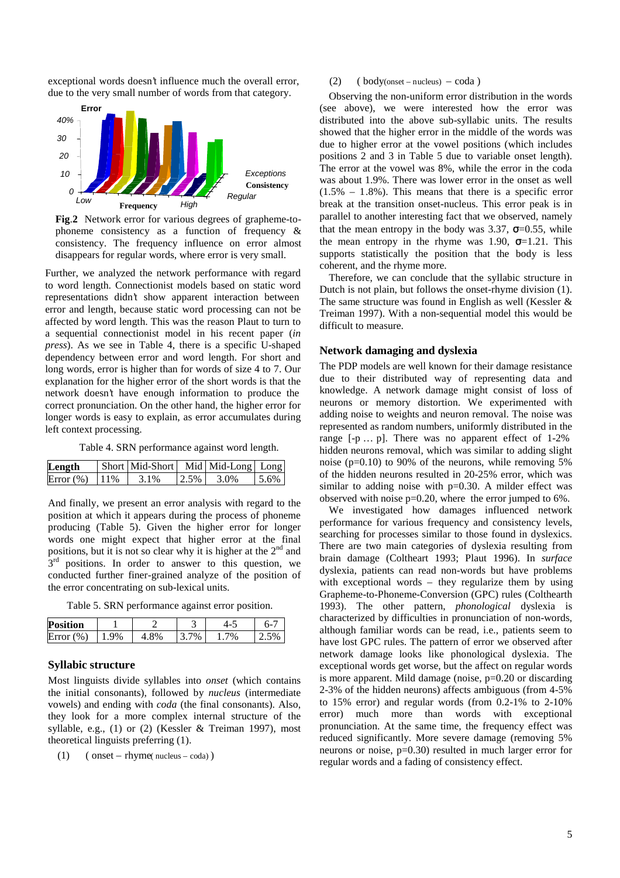exceptional words doesn't influence much the overall error, due to the very small number of words from that category.

**Fig**.2 Network error for various degrees of grapheme-to-phoneme consistency as a function of frequency & consistency. The frequency influence on error almost disappears for regular words, where error is very small.

Further, we analyzed the network performance with regard to word length. Connectionist models based on static word representations didn't show apparent interaction between error and length, because static word processing can not be affected by word length. This was the reason Plaut to turn to a sequential connectionist model in his recent paper (*in press*). As we see in Table 4, there is a specific U-shaped dependency between error and word length. For short and long words, error is higher than for words of size 4 to 7. Our explanation for the higher error of the short words is that the network doesn't have enough information to produce the correct pronunciation. On the other hand, the higher error for longer words is easy to explain, as error accumulates during left context processing.

Table 4. SRN performance against word length.

| **Length** | Short | Mid-Short | Mid | Mid-Long | Long |
|---|---|---|---|---|---|
| Error (%) | 11% | 3.1% | 2.5% | 3.0% | 5.6% |

And finally, we present an error analysis with regard to the position at which it appears during the process of phoneme producing (Table 5). Given the higher error for longer words one might expect that higher error at the final positions, but it is not so clear why it is higher at the 2nd and 3rd positions. In order to answer to this question, we conducted further finer-grained analyze of the position of the error concentrating on sub-lexical units.

Table 5. SRN performance against error position.

| **Position** | 1 | 2 | 3 | 4-5 | 6-7 |
|---|---|---|---|---|---|
| Error (%) | 1.9% | 4.8% | 3.7% | 1.7% | 2.5% |

### Syllabic structure

Most linguists divide syllables into *onset* (which contains the initial consonants), followed by *nucleus* (intermediate vowels) and ending with *coda* (the final consonants). Also, they look for a more complex internal structure of the syllable, e.g., (1) or (2) (Kessler & Treiman 1997), most theoretical linguists preferring (1).

(1) ( onset – rhyme( nucleus – coda) )

(2) ( body(onset – nucleus) – coda )

Observing the non-uniform error distribution in the words (see above), we were interested how the error was distributed into the above sub-syllabic units. The results showed that the higher error in the middle of the words was due to higher error at the vowel positions (which includes positions 2 and 3 in Table 5 due to variable onset length). The error at the vowel was 8%, while the error in the coda was about 1.9%. There was lower error in the onset as well (1.5% – 1.8%). This means that there is a specific error break at the transition onset-nucleus. This error peak is in parallel to another interesting fact that we observed, namely that the mean entropy in the body was 3.37, $\sigma$=0.55, while the mean entropy in the rhyme was 1.90, $\sigma$=1.21. This supports statistically the position that the body is less coherent, and the rhyme more.

Therefore, we can conclude that the syllabic structure in Dutch is not plain, but follows the onset-rhyme division (1). The same structure was found in English as well (Kessler & Treiman 1997). With a non-sequential model this would be difficult to measure.

## Network damaging and dyslexia

The PDP models are well known for their damage resistance due to their distributed way of representing data and knowledge. A network damage might consist of loss of neurons or memory distortion. We experimented with adding noise to weights and neuron removal. The noise was represented as random numbers, uniformly distributed in the range [-p … p]. There was no apparent effect of 1-2% hidden neurons removal, which was similar to adding slight noise (p=0.10) to 90% of the neurons, while removing 5% of the hidden neurons resulted in 20-25% error, which was similar to adding noise with p=0.30. A milder effect was observed with noise p=0.20, where the error jumped to 6%.

We investigated how damages influenced network performance for various frequency and consistency levels, searching for processes similar to those found in dyslexics. There are two main categories of dyslexia resulting from brain damage (Coltheart 1993; Plaut 1996). In *surface* dyslexia, patients can read non-words but have problems with exceptional words – they regularize them by using Grapheme-to-Phoneme-Conversion (GPC) rules (Colthearth 1993). The other pattern, *phonological* dyslexia is characterized by difficulties in pronunciation of non-words, although familiar words can be read, i.e., patients seem to have lost GPC rules. The pattern of error we observed after network damage looks like phonological dyslexia. The exceptional words get worse, but the affect on regular words is more apparent. Mild damage (noise, p=0.20 or discarding 2-3% of the hidden neurons) affects ambiguous (from 4-5% to 15% error) and regular words (from 0.2-1% to 2-10% error) much more than words with exceptional pronunciation. At the same time, the frequency effect was reduced significantly. More severe damage (removing 5% neurons or noise, p=0.30) resulted in much larger error for regular words and a fading of consistency effect.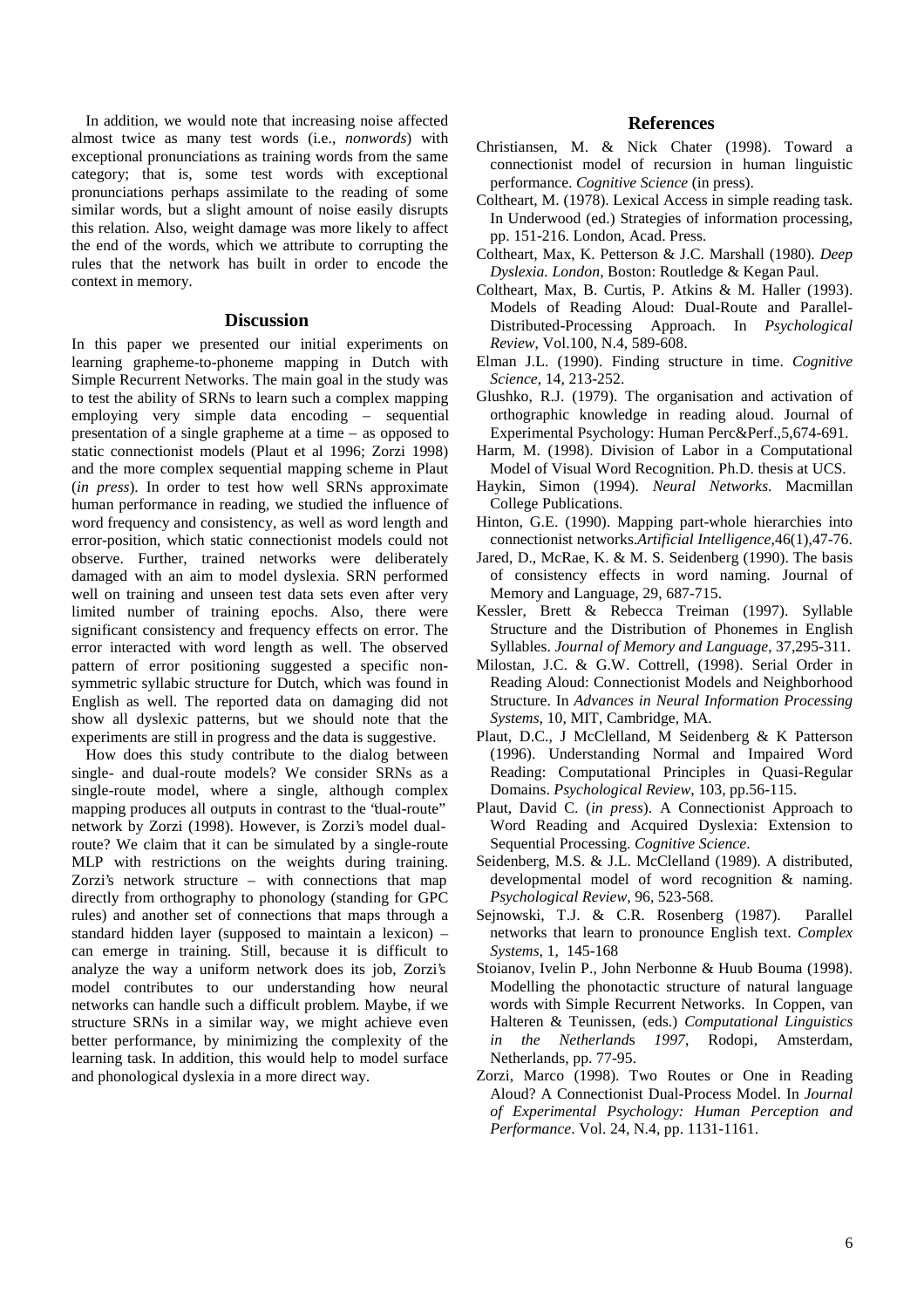In addition, we would note that increasing noise affected almost twice as many test words (i.e., *nonwords*) with exceptional pronunciations as training words from the same category; that is, some test words with exceptional pronunciations perhaps assimilate to the reading of some similar words, but a slight amount of noise easily disrupts this relation. Also, weight damage was more likely to affect the end of the words, which we attribute to corrupting the rules that the network has built in order to encode the context in memory.

## Discussion

In this paper we presented our initial experiments on learning grapheme-to-phoneme mapping in Dutch with Simple Recurrent Networks. The main goal in the study was to test the ability of SRNs to learn such a complex mapping employing very simple data encoding – sequential presentation of a single grapheme at a time – as opposed to static connectionist models (Plaut et al 1996; Zorzi 1998) and the more complex sequential mapping scheme in Plaut (*in press*). In order to test how well SRNs approximate human performance in reading, we studied the influence of word frequency and consistency, as well as word length and error-position, which static connectionist models could not observe. Further, trained networks were deliberately damaged with an aim to model dyslexia. SRN performed well on training and unseen test data sets even after very limited number of training epochs. Also, there were significant consistency and frequency effects on error. The error interacted with word length as well. The observed pattern of error positioning suggested a specific non-symmetric syllabic structure for Dutch, which was found in English as well. The reported data on damaging did not show all dyslexic patterns, but we should note that the experiments are still in progress and the data is suggestive.

How does this study contribute to the dialog between single- and dual-route models? We consider SRNs as a single-route model, where a single, although complex mapping produces all outputs in contrast to the "dual-route" network by Zorzi (1998). However, is Zorzi's model dual-route? We claim that it can be simulated by a single-route MLP with restrictions on the weights during training. Zorzi's network structure – with connections that map directly from orthography to phonology (standing for GPC rules) and another set of connections that maps through a standard hidden layer (supposed to maintain a lexicon) – can emerge in training. Still, because it is difficult to analyze the way a uniform network does its job, Zorzi's model contributes to our understanding how neural networks can handle such a difficult problem. Maybe, if we structure SRNs in a similar way, we might achieve even better performance, by minimizing the complexity of the learning task. In addition, this would help to model surface and phonological dyslexia in a more direct way.

## References

Christiansen, M. & Nick Chater (1998). Toward a connectionist model of recursion in human linguistic performance. *Cognitive Science* (in press).

Coltheart, M. (1978). Lexical Access in simple reading task. In Underwood (ed.) Strategies of information processing, pp. 151-216. London, Acad. Press.

Coltheart, Max, K. Petterson & J.C. Marshall (1980). *Deep Dyslexia. London*, Boston: Routledge & Kegan Paul.

Coltheart, Max, B. Curtis, P. Atkins & M. Haller (1993). Models of Reading Aloud: Dual-Route and Parallel-Distributed-Processing Approach. In *Psychological Review*, Vol.100, N.4, 589-608.

Elman J.L. (1990). Finding structure in time. *Cognitive Science*, 14, 213-252.

Glushko, R.J. (1979). The organisation and activation of orthographic knowledge in reading aloud. Journal of Experimental Psychology: Human Perc&Perf.,5,674-691.

Harm, M. (1998). Division of Labor in a Computational Model of Visual Word Recognition. Ph.D. thesis at UCS.

Haykin, Simon (1994). *Neural Networks*. Macmillan College Publications.

Hinton, G.E. (1990). Mapping part-whole hierarchies into connectionist networks.*Artificial Intelligence*,46(1),47-76.

Jared, D., McRae, K. & M. S. Seidenberg (1990). The basis of consistency effects in word naming. Journal of Memory and Language, 29, 687-715.

Kessler, Brett & Rebecca Treiman (1997). Syllable Structure and the Distribution of Phonemes in English Syllables. *Journal of Memory and Language*, 37,295-311.

Milostan, J.C. & G.W. Cottrell, (1998). Serial Order in Reading Aloud: Connectionist Models and Neighborhood Structure. In *Advances in Neural Information Processing Systems*, 10, MIT, Cambridge, MA.

Plaut, D.C., J McClelland, M Seidenberg & K Patterson (1996). Understanding Normal and Impaired Word Reading: Computational Principles in Quasi-Regular Domains. *Psychological Review*, 103, pp.56-115.

Plaut, David C. (*in press*). A Connectionist Approach to Word Reading and Acquired Dyslexia: Extension to Sequential Processing. *Cognitive Science*.

Seidenberg, M.S. & J.L. McClelland (1989). A distributed, developmental model of word recognition & naming. *Psychological Review*, 96, 523-568.

Sejnowski, T.J. & C.R. Rosenberg (1987). Parallel networks that learn to pronounce English text. *Complex Systems*, 1, 145-168

Stoianov, Ivelin P., John Nerbonne & Huub Bouma (1998). Modelling the phonotactic structure of natural language words with Simple Recurrent Networks. In Coppen, van Halteren & Teunissen, (eds.) *Computational Linguistics in the Netherlands 1997*, Rodopi, Amsterdam, Netherlands, pp. 77-95.

Zorzi, Marco (1998). Two Routes or One in Reading Aloud? A Connectionist Dual-Process Model. In *Journal of Experimental Psychology: Human Perception and Performance*. Vol. 24, N.4, pp. 1131-1161.